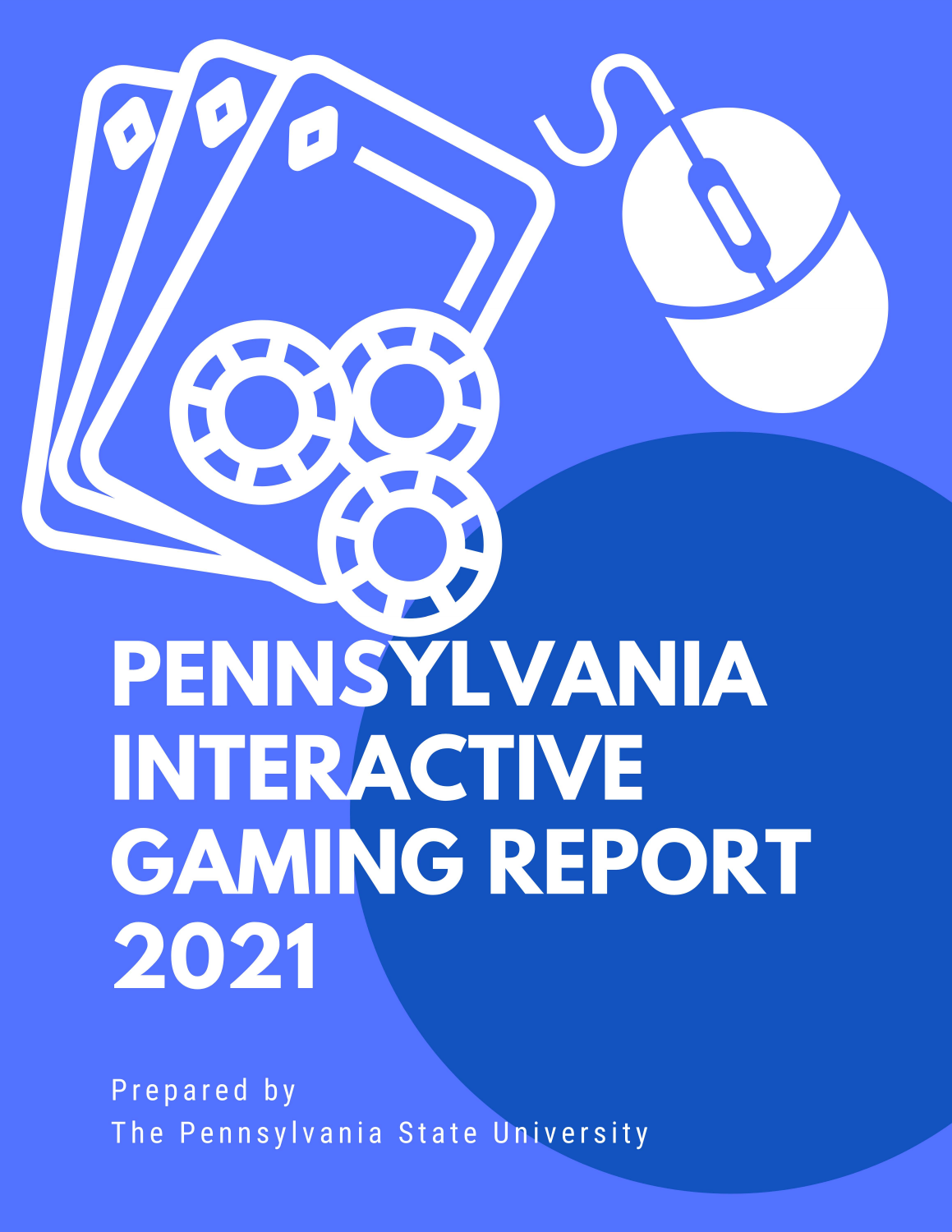# PENNSYLVANIA INTERACTIVE GAMING REPORT 2021

Prepared by
The Pennsylvania State University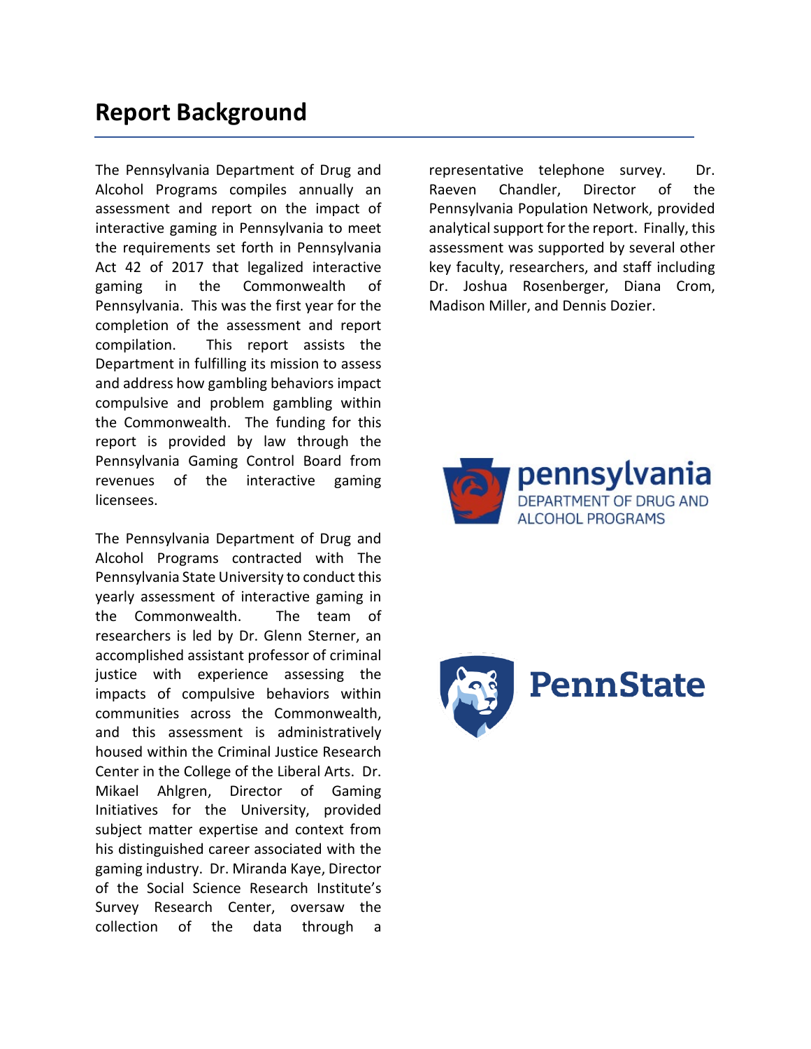# Report Background

The Pennsylvania Department of Drug and Alcohol Programs compiles annually an assessment and report on the impact of interactive gaming in Pennsylvania to meet the requirements set forth in Pennsylvania Act 42 of 2017 that legalized interactive gaming in the Commonwealth of Pennsylvania. This was the first year for the completion of the assessment and report compilation. This report assists the Department in fulfilling its mission to assess and address how gambling behaviors impact compulsive and problem gambling within the Commonwealth. The funding for this report is provided by law through the Pennsylvania Gaming Control Board from revenues of the interactive gaming licensees.

The Pennsylvania Department of Drug and Alcohol Programs contracted with The Pennsylvania State University to conduct this yearly assessment of interactive gaming in the Commonwealth. The team of researchers is led by Dr. Glenn Sterner, an accomplished assistant professor of criminal justice with experience assessing the impacts of compulsive behaviors within communities across the Commonwealth, and this assessment is administratively housed within the Criminal Justice Research Center in the College of the Liberal Arts. Dr. Mikael Ahlgren, Director of Gaming Initiatives for the University, provided subject matter expertise and context from his distinguished career associated with the gaming industry. Dr. Miranda Kaye, Director of the Social Science Research Institute's Survey Research Center, oversaw the collection of the data through a representative telephone survey. Dr. Raeven Chandler, Director of the Pennsylvania Population Network, provided analytical support for the report. Finally, this assessment was supported by several other key faculty, researchers, and staff including Dr. Joshua Rosenberger, Diana Crom, Madison Miller, and Dennis Dozier.

pennsylvania
DEPARTMENT OF DRUG AND ALCOHOL PROGRAMS

PennState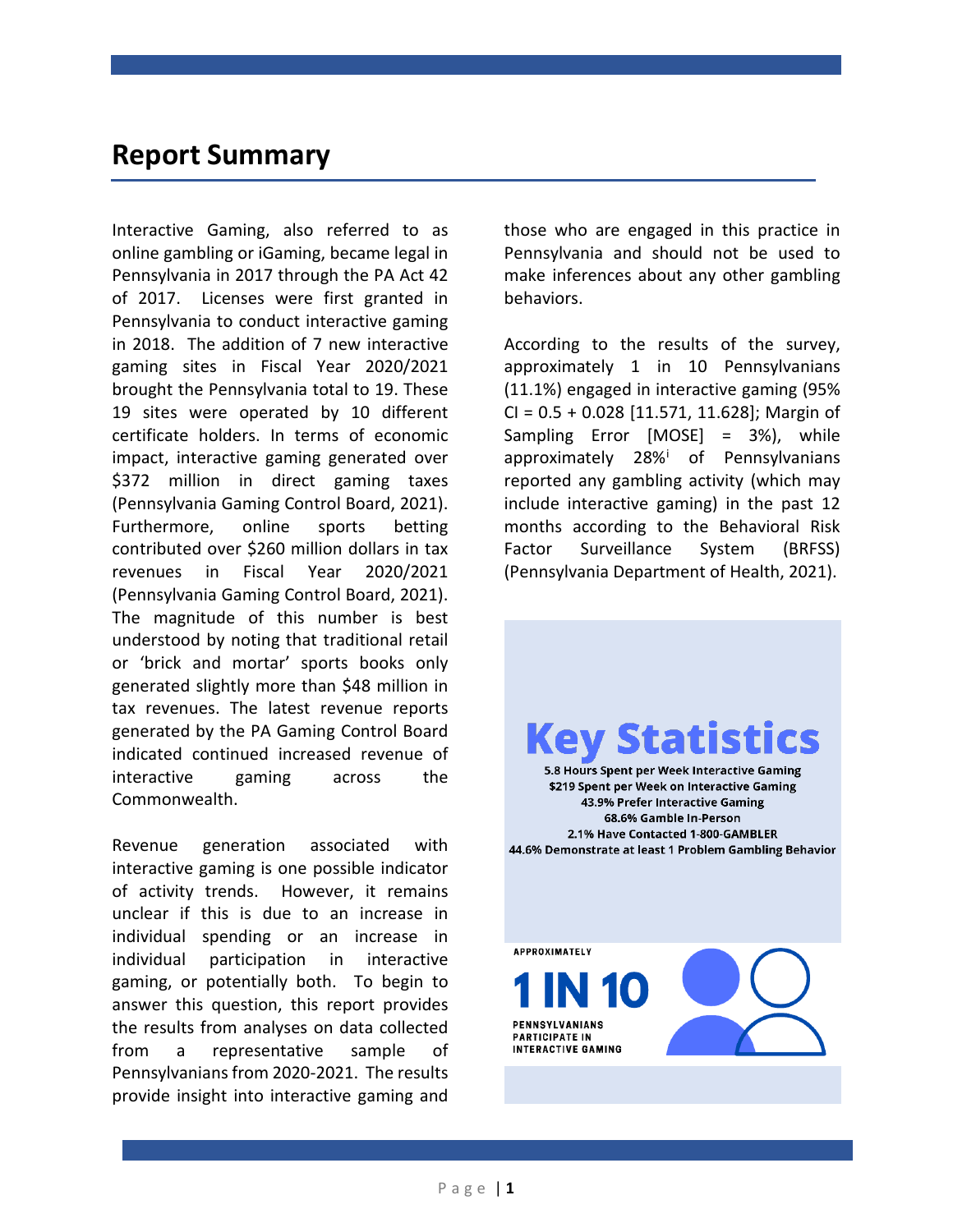# Report Summary

Interactive Gaming, also referred to as online gambling or iGaming, became legal in Pennsylvania in 2017 through the PA Act 42 of 2017. Licenses were first granted in Pennsylvania to conduct interactive gaming in 2018. The addition of 7 new interactive gaming sites in Fiscal Year 2020/2021 brought the Pennsylvania total to 19. These 19 sites were operated by 10 different certificate holders. In terms of economic impact, interactive gaming generated over $372 million in direct gaming taxes (Pennsylvania Gaming Control Board, 2021). Furthermore, online sports betting contributed over $260 million dollars in tax revenues in Fiscal Year 2020/2021 (Pennsylvania Gaming Control Board, 2021). The magnitude of this number is best understood by noting that traditional retail or 'brick and mortar' sports books only generated slightly more than $48 million in tax revenues. The latest revenue reports generated by the PA Gaming Control Board indicated continued increased revenue of interactive gaming across the Commonwealth.

Revenue generation associated with interactive gaming is one possible indicator of activity trends. However, it remains unclear if this is due to an increase in individual spending or an increase in individual participation in interactive gaming, or potentially both. To begin to answer this question, this report provides the results from analyses on data collected from a representative sample of Pennsylvanians from 2020-2021. The results provide insight into interactive gaming and those who are engaged in this practice in Pennsylvania and should not be used to make inferences about any other gambling behaviors.

According to the results of the survey, approximately 1 in 10 Pennsylvanians (11.1%) engaged in interactive gaming (95% CI = 0.5 + 0.028 [11.571, 11.628]; Margin of Sampling Error [MOSE] = 3%), while approximately 28%[i] of Pennsylvanians reported any gambling activity (which may include interactive gaming) in the past 12 months according to the Behavioral Risk Factor Surveillance System (BRFSS) (Pennsylvania Department of Health, 2021).

## Key Statistics

5.8 Hours Spent per Week Interactive Gaming
$219 Spent per Week on Interactive Gaming
43.9% Prefer Interactive Gaming
68.6% Gamble In-Person
2.1% Have Contacted 1-800-GAMBLER
44.6% Demonstrate at least 1 Problem Gambling Behavior

APPROXIMATELY
**1 IN 10**
PENNSYLVANIANS PARTICIPATE IN INTERACTIVE GAMING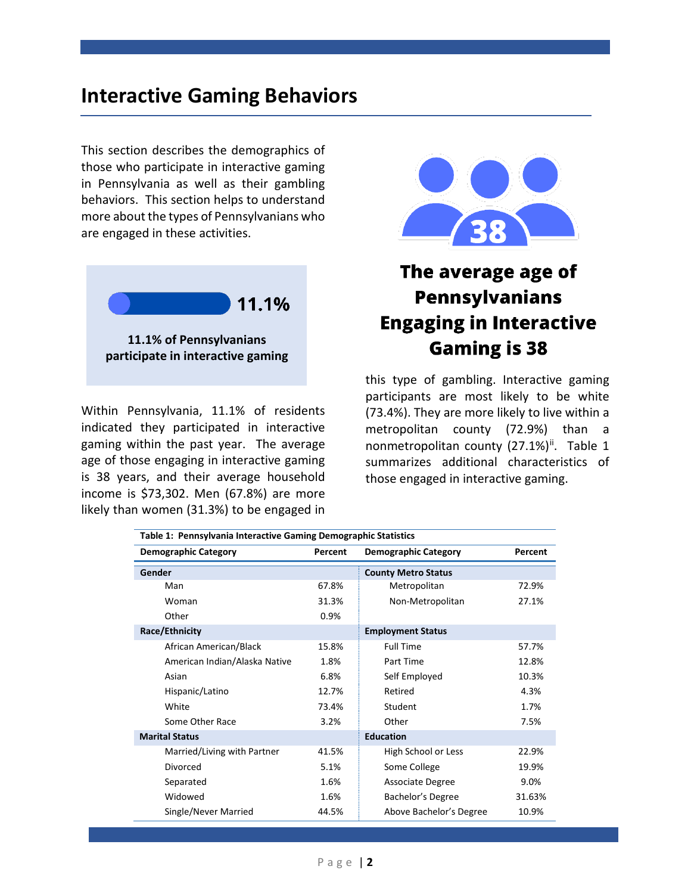# Interactive Gaming Behaviors

This section describes the demographics of those who participate in interactive gaming in Pennsylvania as well as their gambling behaviors. This section helps to understand more about the types of Pennsylvanians who are engaged in these activities.

11.1%

**11.1% of Pennsylvanians participate in interactive gaming**

38

**The average age of Pennsylvanians Engaging in Interactive Gaming is 38**

Within Pennsylvania, 11.1% of residents indicated they participated in interactive gaming within the past year. The average age of those engaging in interactive gaming is 38 years, and their average household income is $73,302. Men (67.8%) are more likely than women (31.3%) to be engaged in this type of gambling. Interactive gaming participants are most likely to be white (73.4%). They are more likely to live within a metropolitan county (72.9%) than a nonmetropolitan county (27.1%)[ii]. Table 1 summarizes additional characteristics of those engaged in interactive gaming.

**Table 1: Pennsylvania Interactive Gaming Demographic Statistics**

| Demographic Category | Percent | Demographic Category | Percent |
|---|---|---|---|
| **Gender** | | **County Metro Status** | |
| Man | 67.8% | Metropolitan | 72.9% |
| Woman | 31.3% | Non-Metropolitan | 27.1% |
| Other | 0.9% | | |
| **Race/Ethnicity** | | **Employment Status** | |
| African American/Black | 15.8% | Full Time | 57.7% |
| American Indian/Alaska Native | 1.8% | Part Time | 12.8% |
| Asian | 6.8% | Self Employed | 10.3% |
| Hispanic/Latino | 12.7% | Retired | 4.3% |
| White | 73.4% | Student | 1.7% |
| Some Other Race | 3.2% | Other | 7.5% |
| **Marital Status** | | **Education** | |
| Married/Living with Partner | 41.5% | High School or Less | 22.9% |
| Divorced | 5.1% | Some College | 19.9% |
| Separated | 1.6% | Associate Degree | 9.0% |
| Widowed | 1.6% | Bachelor's Degree | 31.63% |
| Single/Never Married | 44.5% | Above Bachelor's Degree | 10.9% |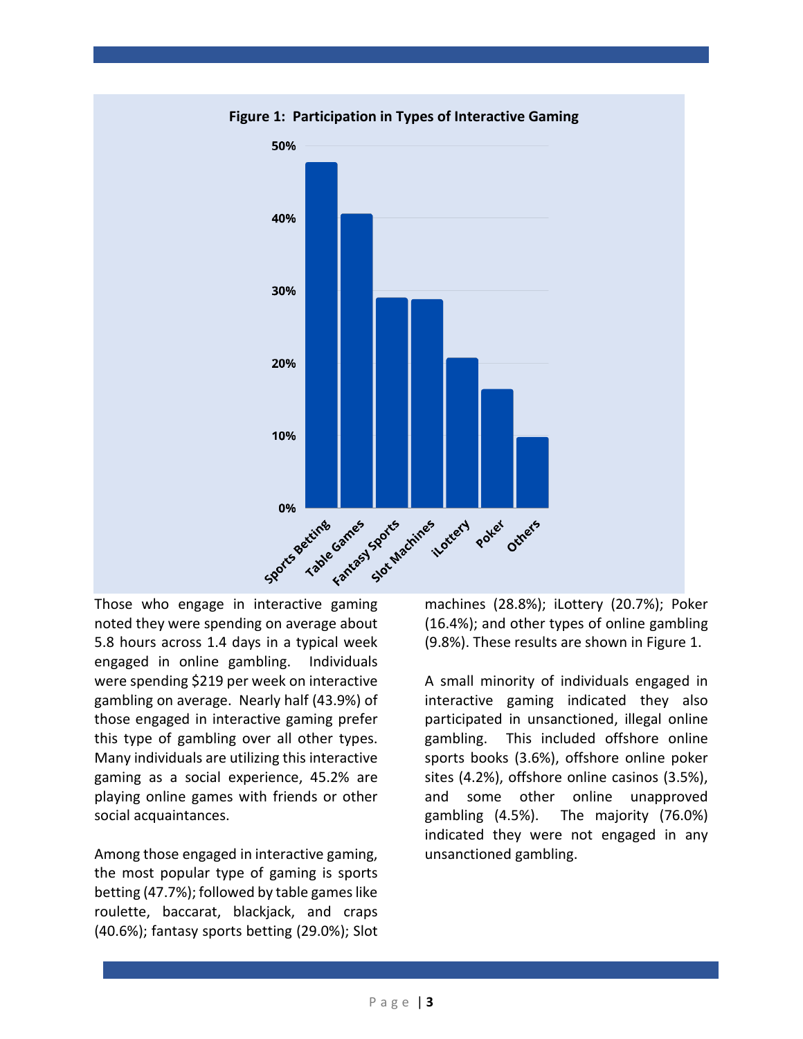**Figure 1: Participation in Types of Interactive Gaming**

50%
40%
30%
20%
10%
0%

Sports Betting
Table Games
Fantasy Sports
Slot Machines
iLottery
Poker
Others

Those who engage in interactive gaming noted they were spending on average about 5.8 hours across 1.4 days in a typical week engaged in online gambling. Individuals were spending $219 per week on interactive gambling on average. Nearly half (43.9%) of those engaged in interactive gaming prefer this type of gambling over all other types. Many individuals are utilizing this interactive gaming as a social experience, 45.2% are playing online games with friends or other social acquaintances.

Among those engaged in interactive gaming, the most popular type of gaming is sports betting (47.7%); followed by table games like roulette, baccarat, blackjack, and craps (40.6%); fantasy sports betting (29.0%); Slot machines (28.8%); iLottery (20.7%); Poker (16.4%); and other types of online gambling (9.8%). These results are shown in Figure 1.

A small minority of individuals engaged in interactive gaming indicated they also participated in unsanctioned, illegal online gambling. This included offshore online sports books (3.6%), offshore online poker sites (4.2%), offshore online casinos (3.5%), and some other online unapproved gambling (4.5%). The majority (76.0%) indicated they were not engaged in any unsanctioned gambling.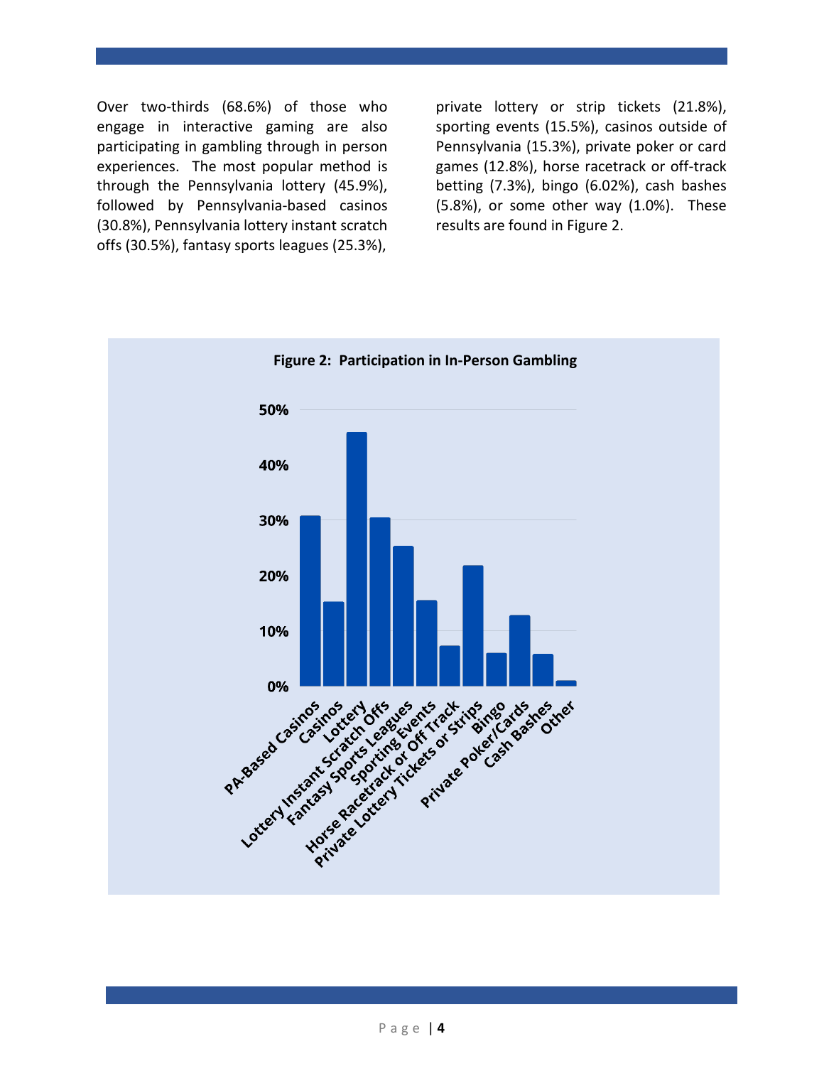Over two-thirds (68.6%) of those who engage in interactive gaming are also participating in gambling through in person experiences. The most popular method is through the Pennsylvania lottery (45.9%), followed by Pennsylvania-based casinos (30.8%), Pennsylvania lottery instant scratch offs (30.5%), fantasy sports leagues (25.3%), private lottery or strip tickets (21.8%), sporting events (15.5%), casinos outside of Pennsylvania (15.3%), private poker or card games (12.8%), horse racetrack or off-track betting (7.3%), bingo (6.02%), cash bashes (5.8%), or some other way (1.0%). These results are found in Figure 2.

**Figure 2: Participation in In-Person Gambling**

50%
40%
30%
20%
10%
0%

PA-Based Casinos
Casinos
Lottery
Lottery Instant Scratch Offs
Fantasy Sports Leagues
Sporting Events
Horse Racetrack or Off Track
Private Lottery Tickets or Strips
Bingo
Private Poker/Cards
Cash Bashes
Other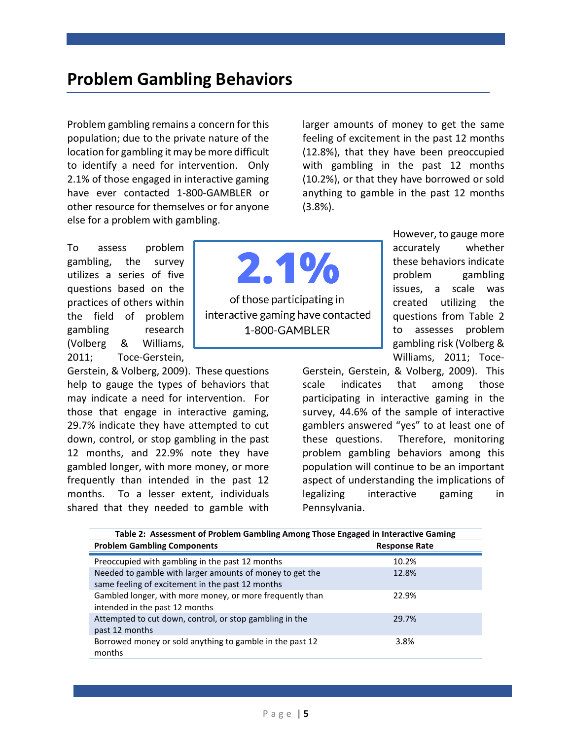# Problem Gambling Behaviors

Problem gambling remains a concern for this population; due to the private nature of the location for gambling it may be more difficult to identify a need for intervention. Only 2.1% of those engaged in interactive gaming have ever contacted 1-800-GAMBLER or other resource for themselves or for anyone else for a problem with gambling.

**2.1%**

of those participating in interactive gaming have contacted 1-800-GAMBLER

To assess problem gambling, the survey utilizes a series of five questions based on the practices of others within the field of problem gambling research (Volberg & Williams, 2011; Toce-Gerstein, Gerstein, & Volberg, 2009). These questions help to gauge the types of behaviors that may indicate a need for intervention. For those that engage in interactive gaming, 29.7% indicate they have attempted to cut down, control, or stop gambling in the past 12 months, and 22.9% note they have gambled longer, with more money, or more frequently than intended in the past 12 months. To a lesser extent, individuals shared that they needed to gamble with larger amounts of money to get the same feeling of excitement in the past 12 months (12.8%), that they have been preoccupied with gambling in the past 12 months (10.2%), or that they have borrowed or sold anything to gamble in the past 12 months (3.8%).

However, to gauge more accurately whether these behaviors indicate problem gambling issues, a scale was created utilizing the questions from Table 2 to assesses problem gambling risk (Volberg & Williams, 2011; Toce-Gerstein, Gerstein, & Volberg, 2009). This scale indicates that among those participating in interactive gaming in the survey, 44.6% of the sample of interactive gamblers answered "yes" to at least one of these questions. Therefore, monitoring problem gambling behaviors among this population will continue to be an important aspect of understanding the implications of legalizing interactive gaming in Pennsylvania.

**Table 2: Assessment of Problem Gambling Among Those Engaged in Interactive Gaming**

| Problem Gambling Components | Response Rate |
|---|---|
| Preoccupied with gambling in the past 12 months | 10.2% |
| Needed to gamble with larger amounts of money to get the same feeling of excitement in the past 12 months | 12.8% |
| Gambled longer, with more money, or more frequently than intended in the past 12 months | 22.9% |
| Attempted to cut down, control, or stop gambling in the past 12 months | 29.7% |
| Borrowed money or sold anything to gamble in the past 12 months | 3.8% |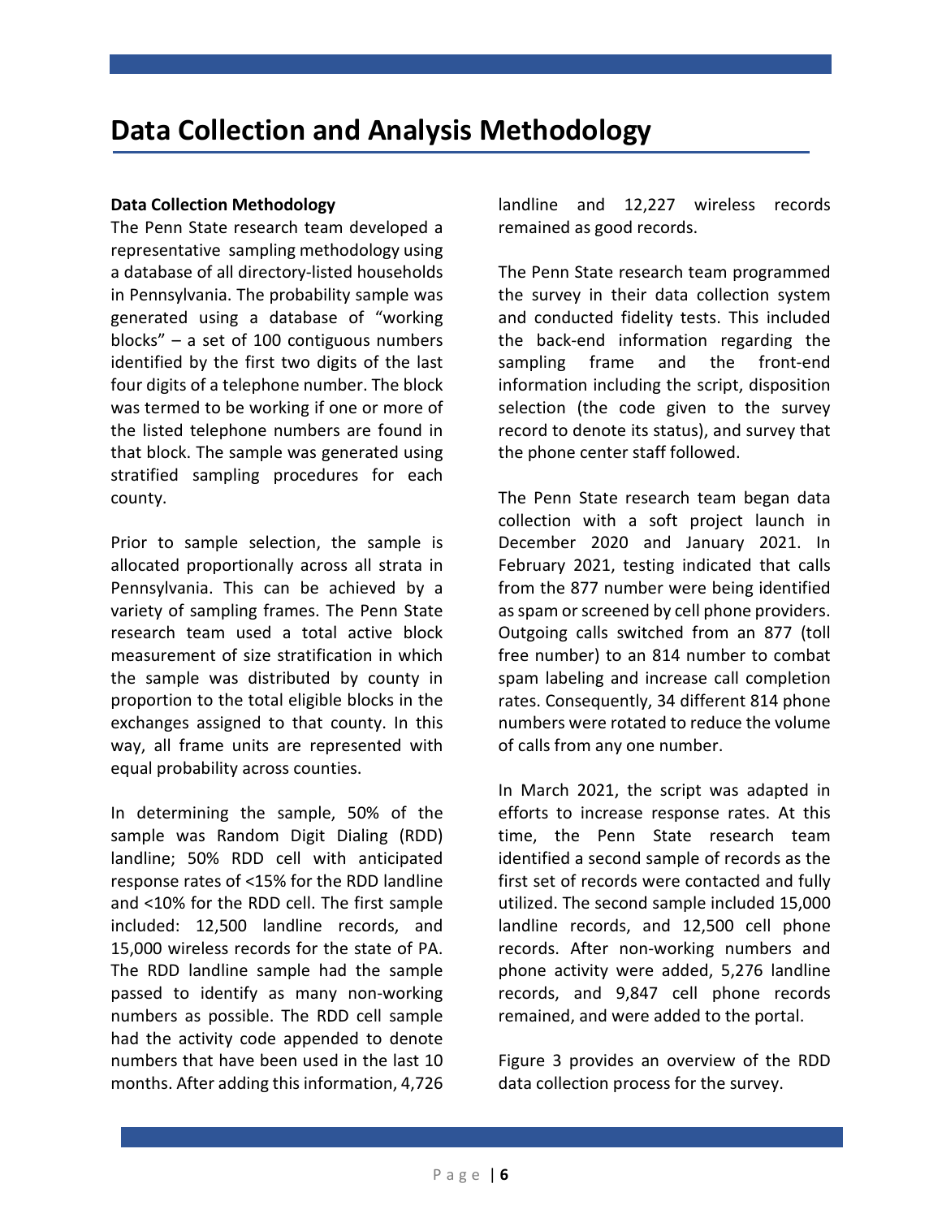# Data Collection and Analysis Methodology

**Data Collection Methodology**

The Penn State research team developed a representative sampling methodology using a database of all directory-listed households in Pennsylvania. The probability sample was generated using a database of "working blocks" – a set of 100 contiguous numbers identified by the first two digits of the last four digits of a telephone number. The block was termed to be working if one or more of the listed telephone numbers are found in that block. The sample was generated using stratified sampling procedures for each county.

Prior to sample selection, the sample is allocated proportionally across all strata in Pennsylvania. This can be achieved by a variety of sampling frames. The Penn State research team used a total active block measurement of size stratification in which the sample was distributed by county in proportion to the total eligible blocks in the exchanges assigned to that county. In this way, all frame units are represented with equal probability across counties.

In determining the sample, 50% of the sample was Random Digit Dialing (RDD) landline; 50% RDD cell with anticipated response rates of <15% for the RDD landline and <10% for the RDD cell. The first sample included: 12,500 landline records, and 15,000 wireless records for the state of PA. The RDD landline sample had the sample passed to identify as many non-working numbers as possible. The RDD cell sample had the activity code appended to denote numbers that have been used in the last 10 months. After adding this information, 4,726 landline and 12,227 wireless records remained as good records.

The Penn State research team programmed the survey in their data collection system and conducted fidelity tests. This included the back-end information regarding the sampling frame and the front-end information including the script, disposition selection (the code given to the survey record to denote its status), and survey that the phone center staff followed.

The Penn State research team began data collection with a soft project launch in December 2020 and January 2021. In February 2021, testing indicated that calls from the 877 number were being identified as spam or screened by cell phone providers. Outgoing calls switched from an 877 (toll free number) to an 814 number to combat spam labeling and increase call completion rates. Consequently, 34 different 814 phone numbers were rotated to reduce the volume of calls from any one number.

In March 2021, the script was adapted in efforts to increase response rates. At this time, the Penn State research team identified a second sample of records as the first set of records were contacted and fully utilized. The second sample included 15,000 landline records, and 12,500 cell phone records. After non-working numbers and phone activity were added, 5,276 landline records, and 9,847 cell phone records remained, and were added to the portal.

Figure 3 provides an overview of the RDD data collection process for the survey.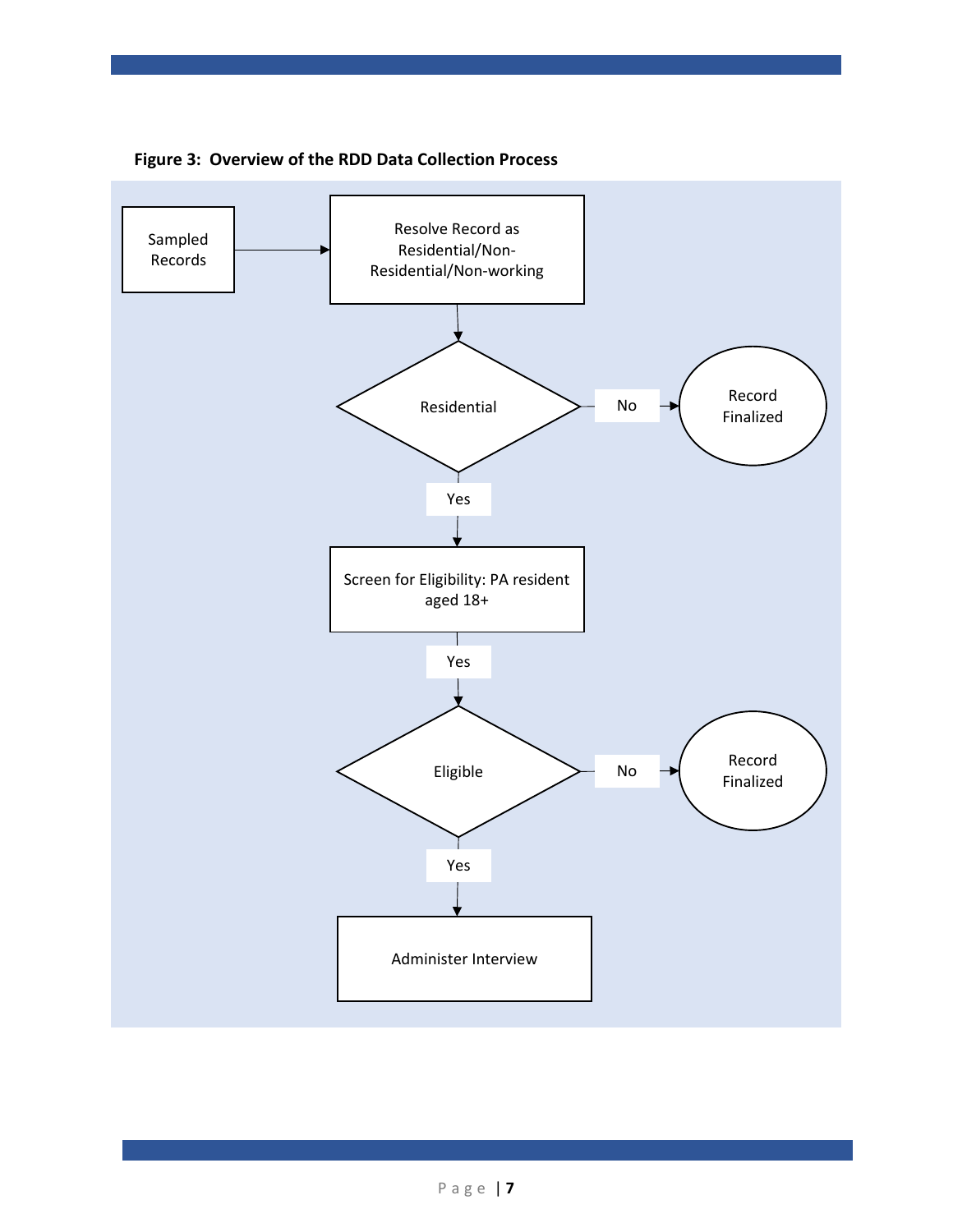**Figure 3: Overview of the RDD Data Collection Process**

Sampled Records

Resolve Record as Residential/Non-Residential/Non-working

Residential

No

Record Finalized

Yes

Screen for Eligibility: PA resident aged 18+

Yes

Eligible

No

Record Finalized

Yes

Administer Interview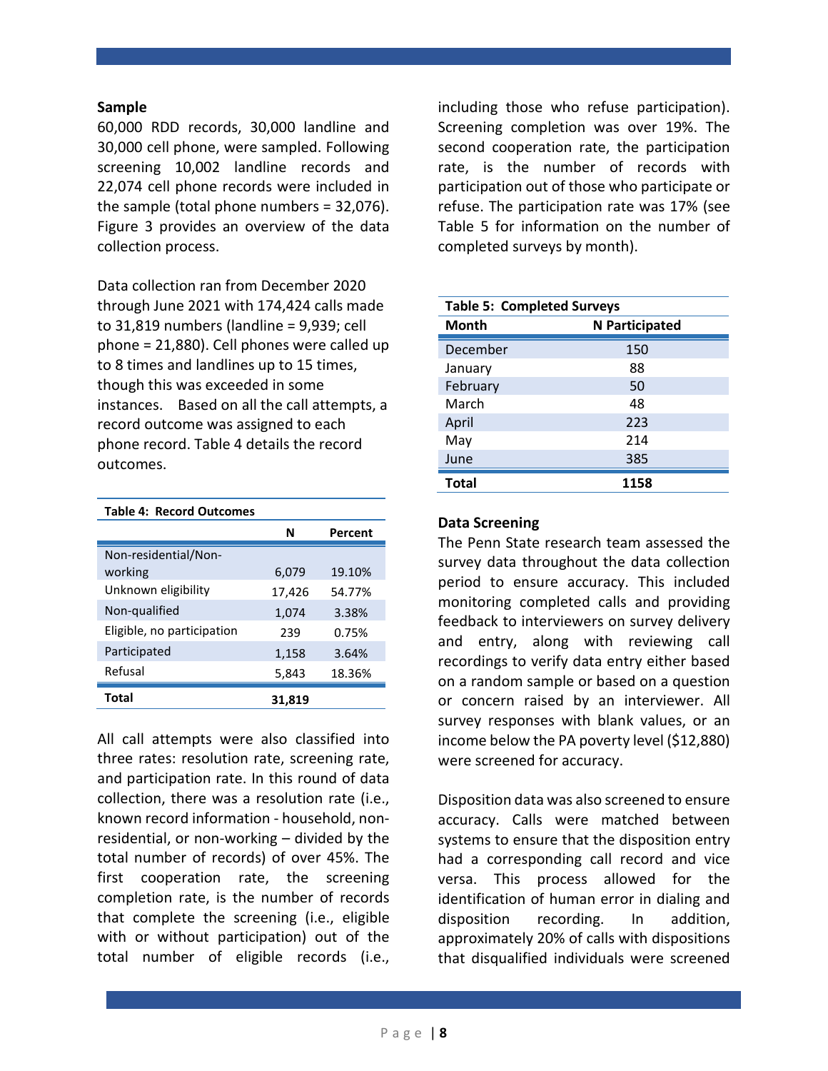## Sample

60,000 RDD records, 30,000 landline and 30,000 cell phone, were sampled. Following screening 10,002 landline records and 22,074 cell phone records were included in the sample (total phone numbers = 32,076). Figure 3 provides an overview of the data collection process.

Data collection ran from December 2020 through June 2021 with 174,424 calls made to 31,819 numbers (landline = 9,939; cell phone = 21,880). Cell phones were called up to 8 times and landlines up to 15 times, though this was exceeded in some instances. Based on all the call attempts, a record outcome was assigned to each phone record. Table 4 details the record outcomes.

**Table 4: Record Outcomes**

| | N | Percent |
|---|---|---|
| Non-residential/Non-working | 6,079 | 19.10% |
| Unknown eligibility | 17,426 | 54.77% |
| Non-qualified | 1,074 | 3.38% |
| Eligible, no participation | 239 | 0.75% |
| Participated | 1,158 | 3.64% |
| Refusal | 5,843 | 18.36% |
| **Total** | **31,819** | |

All call attempts were also classified into three rates: resolution rate, screening rate, and participation rate. In this round of data collection, there was a resolution rate (i.e., known record information - household, non-residential, or non-working – divided by the total number of records) of over 45%. The first cooperation rate, the screening completion rate, is the number of records that complete the screening (i.e., eligible with or without participation) out of the total number of eligible records (i.e., including those who refuse participation). Screening completion was over 19%. The second cooperation rate, the participation rate, is the number of records with participation out of those who participate or refuse. The participation rate was 17% (see Table 5 for information on the number of completed surveys by month).

**Table 5: Completed Surveys**

| Month | N Participated |
|---|---|
| December | 150 |
| January | 88 |
| February | 50 |
| March | 48 |
| April | 223 |
| May | 214 |
| June | 385 |
| **Total** | **1158** |

## Data Screening

The Penn State research team assessed the survey data throughout the data collection period to ensure accuracy. This included monitoring completed calls and providing feedback to interviewers on survey delivery and entry, along with reviewing call recordings to verify data entry either based on a random sample or based on a question or concern raised by an interviewer. All survey responses with blank values, or an income below the PA poverty level ($12,880) were screened for accuracy.

Disposition data was also screened to ensure accuracy. Calls were matched between systems to ensure that the disposition entry had a corresponding call record and vice versa. This process allowed for the identification of human error in dialing and disposition recording. In addition, approximately 20% of calls with dispositions that disqualified individuals were screened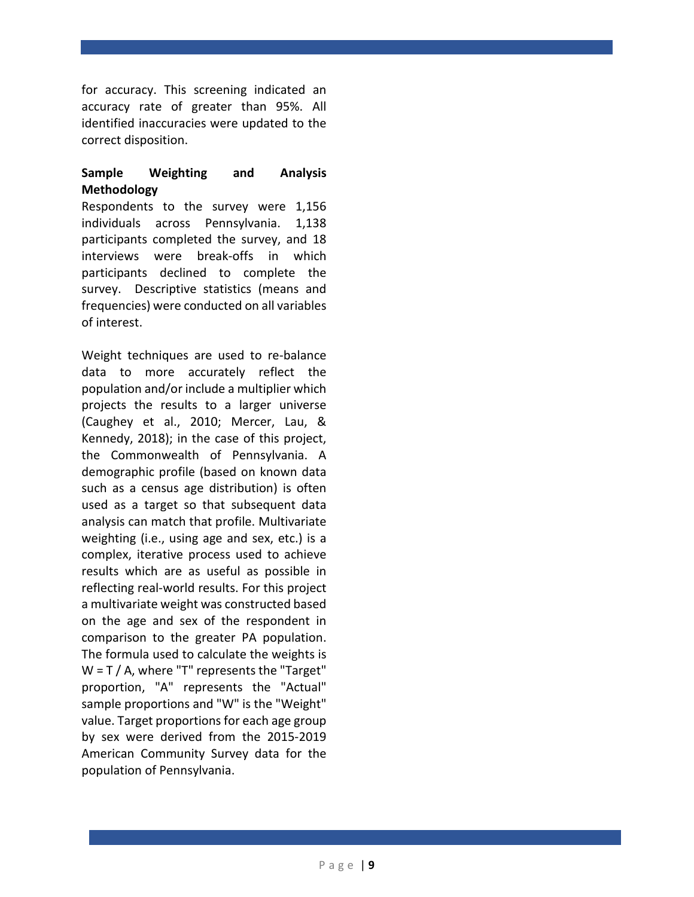for accuracy. This screening indicated an accuracy rate of greater than 95%. All identified inaccuracies were updated to the correct disposition.

**Sample Weighting and Analysis Methodology**

Respondents to the survey were 1,156 individuals across Pennsylvania. 1,138 participants completed the survey, and 18 interviews were break-offs in which participants declined to complete the survey. Descriptive statistics (means and frequencies) were conducted on all variables of interest.

Weight techniques are used to re-balance data to more accurately reflect the population and/or include a multiplier which projects the results to a larger universe (Caughey et al., 2010; Mercer, Lau, & Kennedy, 2018); in the case of this project, the Commonwealth of Pennsylvania. A demographic profile (based on known data such as a census age distribution) is often used as a target so that subsequent data analysis can match that profile. Multivariate weighting (i.e., using age and sex, etc.) is a complex, iterative process used to achieve results which are as useful as possible in reflecting real-world results. For this project a multivariate weight was constructed based on the age and sex of the respondent in comparison to the greater PA population. The formula used to calculate the weights is $W = T / A$, where "T" represents the "Target" proportion, "A" represents the "Actual" sample proportions and "W" is the "Weight" value. Target proportions for each age group by sex were derived from the 2015-2019 American Community Survey data for the population of Pennsylvania.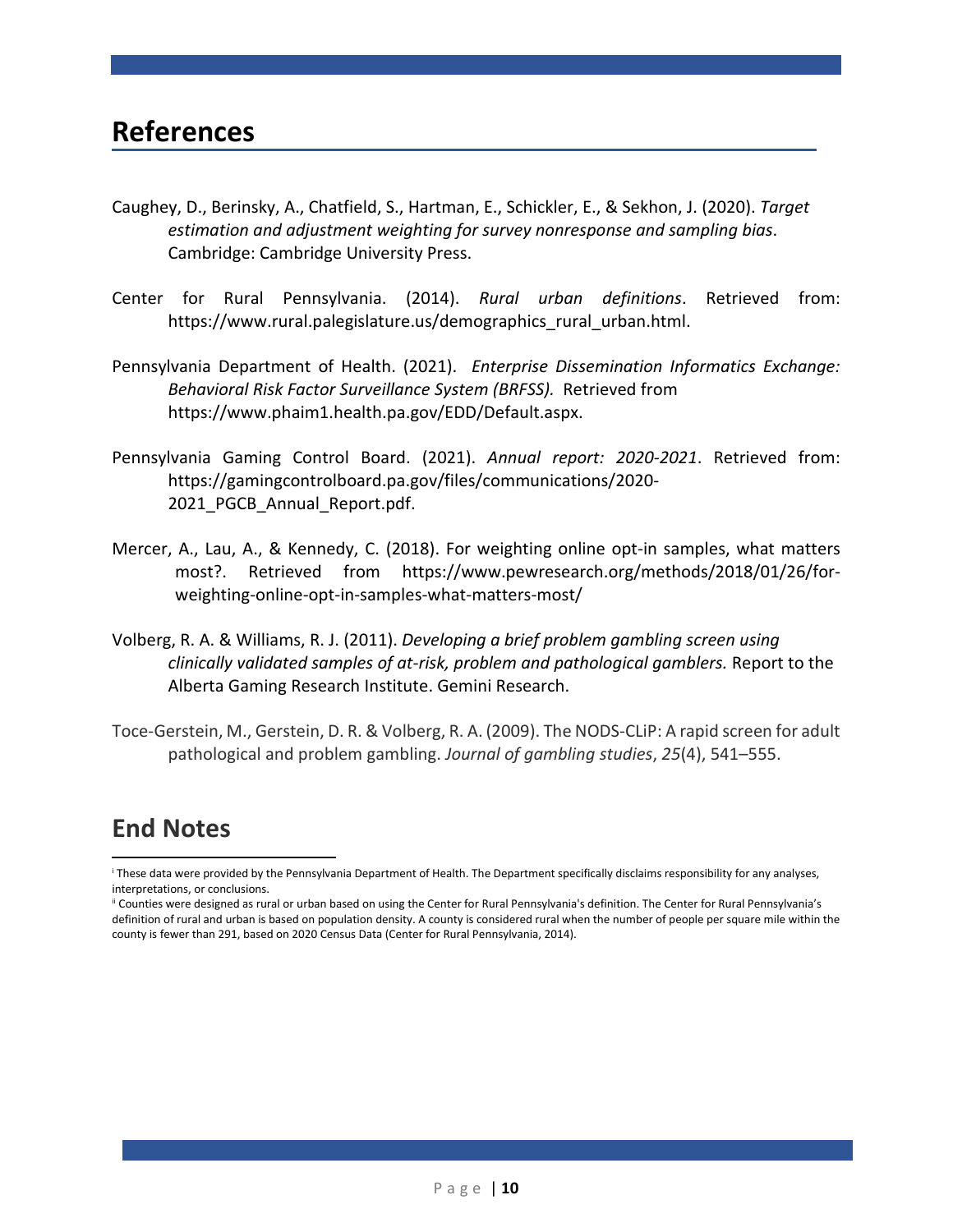# References

Caughey, D., Berinsky, A., Chatfield, S., Hartman, E., Schickler, E., & Sekhon, J. (2020). *Target estimation and adjustment weighting for survey nonresponse and sampling bias*. Cambridge: Cambridge University Press.

Center for Rural Pennsylvania. (2014). *Rural urban definitions*. Retrieved from: https://www.rural.palegislature.us/demographics_rural_urban.html.

Pennsylvania Department of Health. (2021). *Enterprise Dissemination Informatics Exchange: Behavioral Risk Factor Surveillance System (BRFSS).* Retrieved from https://www.phaim1.health.pa.gov/EDD/Default.aspx.

Pennsylvania Gaming Control Board. (2021). *Annual report: 2020-2021*. Retrieved from: https://gamingcontrolboard.pa.gov/files/communications/2020-2021_PGCB_Annual_Report.pdf.

Mercer, A., Lau, A., & Kennedy, C. (2018). For weighting online opt-in samples, what matters most?. Retrieved from https://www.pewresearch.org/methods/2018/01/26/for-weighting-online-opt-in-samples-what-matters-most/

Volberg, R. A. & Williams, R. J. (2011). *Developing a brief problem gambling screen using clinically validated samples of at-risk, problem and pathological gamblers.* Report to the Alberta Gaming Research Institute. Gemini Research.

Toce-Gerstein, M., Gerstein, D. R. & Volberg, R. A. (2009). The NODS-CLiP: A rapid screen for adult pathological and problem gambling. *Journal of gambling studies*, *25*(4), 541–555.

# End Notes

[i] These data were provided by the Pennsylvania Department of Health. The Department specifically disclaims responsibility for any analyses, interpretations, or conclusions.

[ii] Counties were designed as rural or urban based on using the Center for Rural Pennsylvania's definition. The Center for Rural Pennsylvania's definition of rural and urban is based on population density. A county is considered rural when the number of people per square mile within the county is fewer than 291, based on 2020 Census Data (Center for Rural Pennsylvania, 2014).